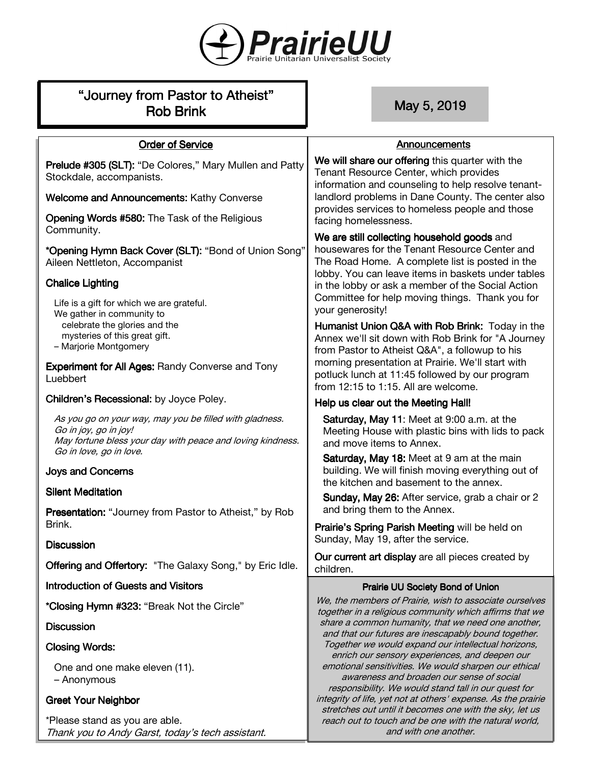# PrairieUU

Prairie Unitarian Universalist Society

## "Journey from Pastor to Atheist"
## Rob Brink

May 5, 2019

### Order of Service

**Prelude #305 (SLT):** "De Colores," Mary Mullen and Patty Stockdale, accompanists.

**Welcome and Announcements:** Kathy Converse

**Opening Words #580:** The Task of the Religious Community.

**\*Opening Hymn Back Cover (SLT):** "Bond of Union Song" Aileen Nettleton, Accompanist

**Chalice Lighting**

Life is a gift for which we are grateful.
We gather in community to
celebrate the glories and the
mysteries of this great gift.
– Marjorie Montgomery

**Experiment for All Ages:** Randy Converse and Tony Luebbert

**Children's Recessional:** by Joyce Poley.

*As you go on your way, may you be filled with gladness.*
*Go in joy, go in joy!*
*May fortune bless your day with peace and loving kindness.*
*Go in love, go in love.*

**Joys and Concerns**

**Silent Meditation**

**Presentation:** "Journey from Pastor to Atheist," by Rob Brink.

**Discussion**

**Offering and Offertory:** "The Galaxy Song," by Eric Idle.

**Introduction of Guests and Visitors**

**\*Closing Hymn #323:** "Break Not the Circle"

**Discussion**

**Closing Words:**

One and one make eleven (11).
– Anonymous

**Greet Your Neighbor**

\*Please stand as you are able.
*Thank you to Andy Garst, today's tech assistant.*

### Announcements

**We will share our offering** this quarter with the Tenant Resource Center, which provides information and counseling to help resolve tenant-landlord problems in Dane County. The center also provides services to homeless people and those facing homelessness.

**We are still collecting household goods** and housewares for the Tenant Resource Center and The Road Home. A complete list is posted in the lobby. You can leave items in baskets under tables in the lobby or ask a member of the Social Action Committee for help moving things. Thank you for your generosity!

**Humanist Union Q&A with Rob Brink:** Today in the Annex we'll sit down with Rob Brink for "A Journey from Pastor to Atheist Q&A", a followup to his morning presentation at Prairie. We'll start with potluck lunch at 11:45 followed by our program from 12:15 to 1:15. All are welcome.

**Help us clear out the Meeting Hall!**

**Saturday, May 11**: Meet at 9:00 a.m. at the Meeting House with plastic bins with lids to pack and move items to Annex.

**Saturday, May 18:** Meet at 9 am at the main building. We will finish moving everything out of the kitchen and basement to the annex.

**Sunday, May 26:** After service, grab a chair or 2 and bring them to the Annex.

**Prairie's Spring Parish Meeting** will be held on Sunday, May 19, after the service.

**Our current art display** are all pieces created by children.

### Prairie UU Society Bond of Union

*We, the members of Prairie, wish to associate ourselves together in a religious community which affirms that we share a common humanity, that we need one another, and that our futures are inescapably bound together. Together we would expand our intellectual horizons, enrich our sensory experiences, and deepen our emotional sensitivities. We would sharpen our ethical awareness and broaden our sense of social responsibility. We would stand tall in our quest for integrity of life, yet not at others' expense. As the prairie stretches out until it becomes one with the sky, let us reach out to touch and be one with the natural world, and with one another.*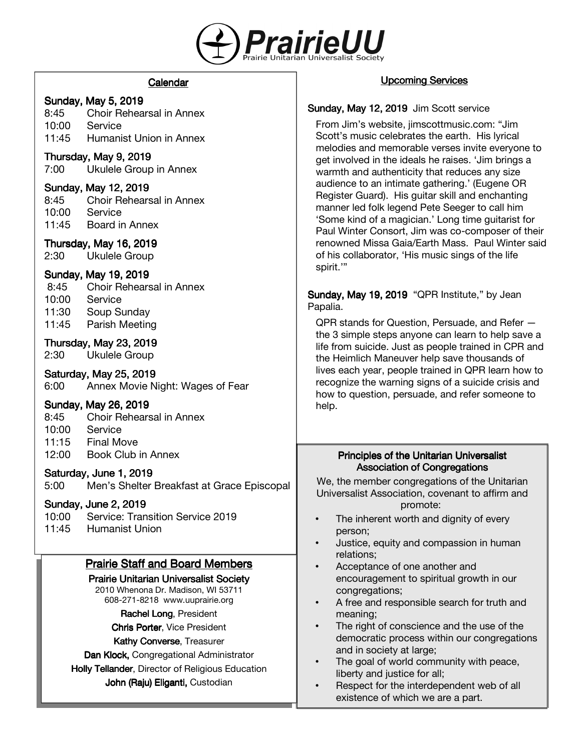# PrairieUU

Prairie Unitarian Universalist Society

## Calendar

**Sunday, May 5, 2019**
8:45 Choir Rehearsal in Annex
10:00 Service
11:45 Humanist Union in Annex

**Thursday, May 9, 2019**
7:00 Ukulele Group in Annex

**Sunday, May 12, 2019**
8:45 Choir Rehearsal in Annex
10:00 Service
11:45 Board in Annex

**Thursday, May 16, 2019**
2:30 Ukulele Group

**Sunday, May 19, 2019**
8:45 Choir Rehearsal in Annex
10:00 Service
11:30 Soup Sunday
11:45 Parish Meeting

**Thursday, May 23, 2019**
2:30 Ukulele Group

**Saturday, May 25, 2019**
6:00 Annex Movie Night: Wages of Fear

**Sunday, May 26, 2019**
8:45 Choir Rehearsal in Annex
10:00 Service
11:15 Final Move
12:00 Book Club in Annex

**Saturday, June 1, 2019**
5:00 Men's Shelter Breakfast at Grace Episcopal

**Sunday, June 2, 2019**
10:00 Service: Transition Service 2019
11:45 Humanist Union

## Prairie Staff and Board Members

**Prairie Unitarian Universalist Society**
2010 Whenona Dr. Madison, WI 53711
608-271-8218 www.uuprairie.org

**Rachel Long**, President
**Chris Porter**, Vice President
**Kathy Converse**, Treasurer
**Dan Klock,** Congregational Administrator
**Holly Tellander**, Director of Religious Education
**John (Raju) Eliganti,** Custodian

## Upcoming Services

**Sunday, May 12, 2019** Jim Scott service

From Jim's website, jimscottmusic.com: "Jim Scott's music celebrates the earth. His lyrical melodies and memorable verses invite everyone to get involved in the ideals he raises. 'Jim brings a warmth and authenticity that reduces any size audience to an intimate gathering.' (Eugene OR Register Guard). His guitar skill and enchanting manner led folk legend Pete Seeger to call him 'Some kind of a magician.' Long time guitarist for Paul Winter Consort, Jim was co-composer of their renowned Missa Gaia/Earth Mass. Paul Winter said of his collaborator, 'His music sings of the life spirit.'"

**Sunday, May 19, 2019** "QPR Institute," by Jean Papalia.

QPR stands for Question, Persuade, and Refer — the 3 simple steps anyone can learn to help save a life from suicide. Just as people trained in CPR and the Heimlich Maneuver help save thousands of lives each year, people trained in QPR learn how to recognize the warning signs of a suicide crisis and how to question, persuade, and refer someone to help.

## Principles of the Unitarian Universalist Association of Congregations

We, the member congregations of the Unitarian Universalist Association, covenant to affirm and promote:

- The inherent worth and dignity of every person;
- Justice, equity and compassion in human relations;
- Acceptance of one another and encouragement to spiritual growth in our congregations;
- A free and responsible search for truth and meaning;
- The right of conscience and the use of the democratic process within our congregations and in society at large;
- The goal of world community with peace, liberty and justice for all;
- Respect for the interdependent web of all existence of which we are a part.